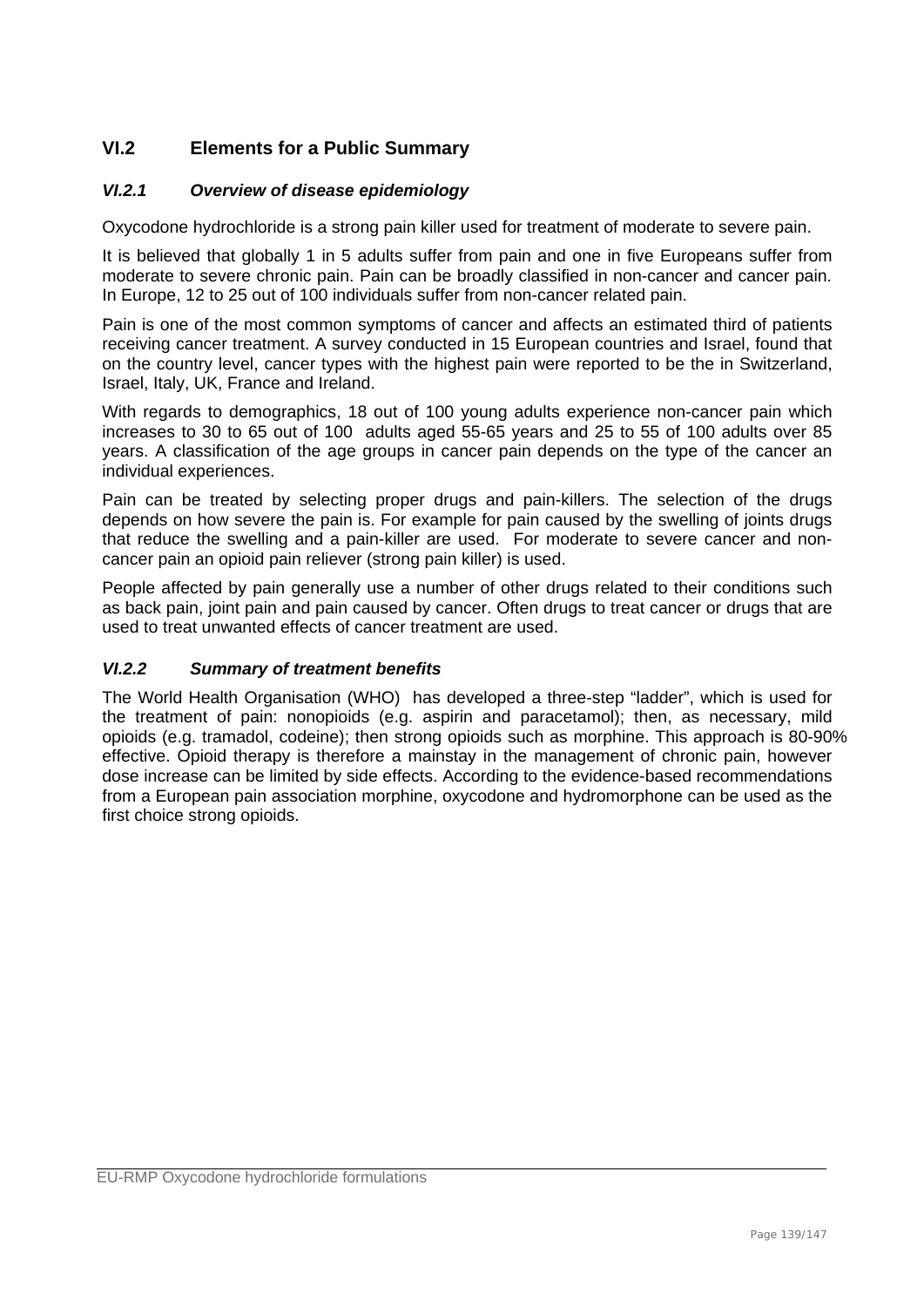## VI.2 Elements for a Public Summary

### *VI.2.1 Overview of disease epidemiology*

Oxycodone hydrochloride is a strong pain killer used for treatment of moderate to severe pain.

It is believed that globally 1 in 5 adults suffer from pain and one in five Europeans suffer from moderate to severe chronic pain. Pain can be broadly classified in non-cancer and cancer pain. In Europe, 12 to 25 out of 100 individuals suffer from non-cancer related pain.

Pain is one of the most common symptoms of cancer and affects an estimated third of patients receiving cancer treatment. A survey conducted in 15 European countries and Israel, found that on the country level, cancer types with the highest pain were reported to be the in Switzerland, Israel, Italy, UK, France and Ireland.

With regards to demographics, 18 out of 100 young adults experience non-cancer pain which increases to 30 to 65 out of 100 adults aged 55-65 years and 25 to 55 of 100 adults over 85 years. A classification of the age groups in cancer pain depends on the type of the cancer an individual experiences.

Pain can be treated by selecting proper drugs and pain-killers. The selection of the drugs depends on how severe the pain is. For example for pain caused by the swelling of joints drugs that reduce the swelling and a pain-killer are used. For moderate to severe cancer and non-cancer pain an opioid pain reliever (strong pain killer) is used.

People affected by pain generally use a number of other drugs related to their conditions such as back pain, joint pain and pain caused by cancer. Often drugs to treat cancer or drugs that are used to treat unwanted effects of cancer treatment are used.

### *VI.2.2 Summary of treatment benefits*

The World Health Organisation (WHO) has developed a three-step "ladder", which is used for the treatment of pain: nonopioids (e.g. aspirin and paracetamol); then, as necessary, mild opioids (e.g. tramadol, codeine); then strong opioids such as morphine. This approach is 80-90% effective. Opioid therapy is therefore a mainstay in the management of chronic pain, however dose increase can be limited by side effects. According to the evidence-based recommendations from a European pain association morphine, oxycodone and hydromorphone can be used as the first choice strong opioids.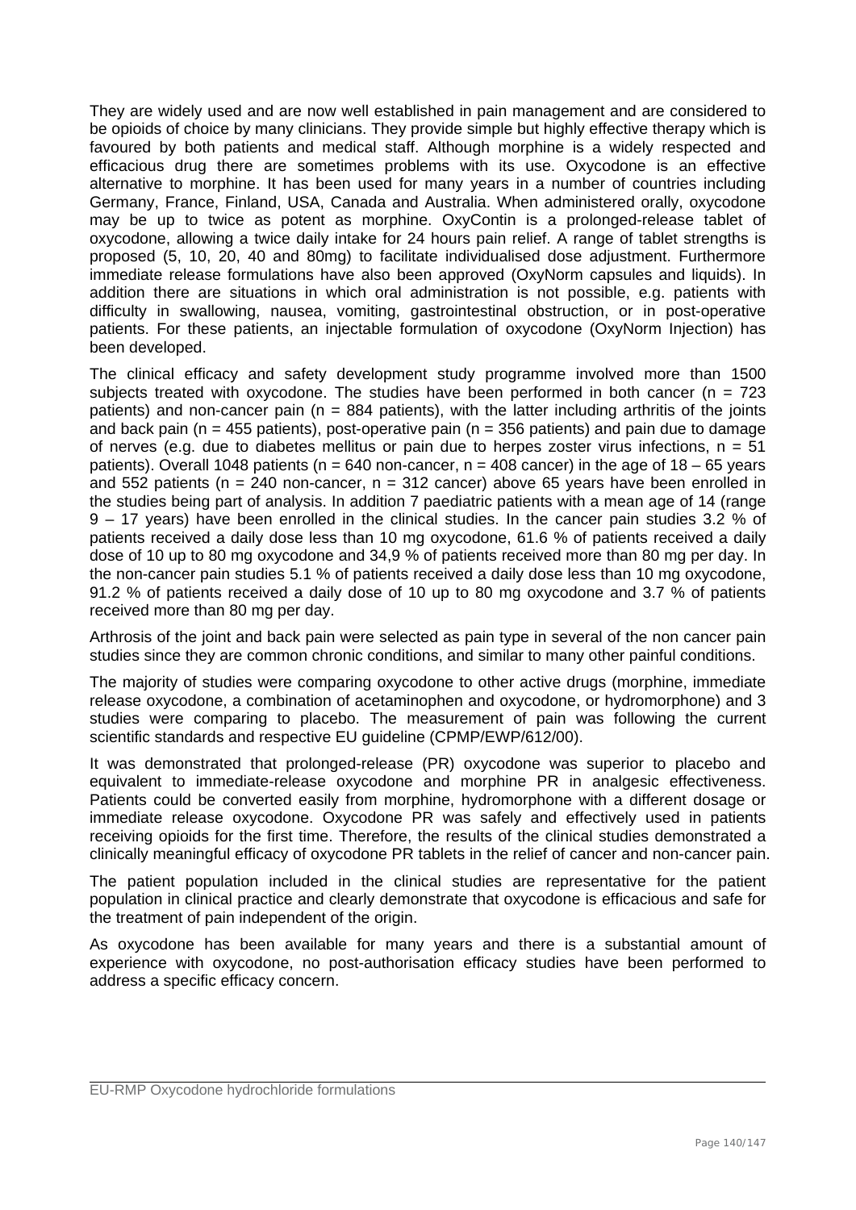They are widely used and are now well established in pain management and are considered to be opioids of choice by many clinicians. They provide simple but highly effective therapy which is favoured by both patients and medical staff. Although morphine is a widely respected and efficacious drug there are sometimes problems with its use. Oxycodone is an effective alternative to morphine. It has been used for many years in a number of countries including Germany, France, Finland, USA, Canada and Australia. When administered orally, oxycodone may be up to twice as potent as morphine. OxyContin is a prolonged-release tablet of oxycodone, allowing a twice daily intake for 24 hours pain relief. A range of tablet strengths is proposed (5, 10, 20, 40 and 80mg) to facilitate individualised dose adjustment. Furthermore immediate release formulations have also been approved (OxyNorm capsules and liquids). In addition there are situations in which oral administration is not possible, e.g. patients with difficulty in swallowing, nausea, vomiting, gastrointestinal obstruction, or in post-operative patients. For these patients, an injectable formulation of oxycodone (OxyNorm Injection) has been developed.

The clinical efficacy and safety development study programme involved more than 1500 subjects treated with oxycodone. The studies have been performed in both cancer (n = 723 patients) and non-cancer pain (n = 884 patients), with the latter including arthritis of the joints and back pain (n = 455 patients), post-operative pain (n = 356 patients) and pain due to damage of nerves (e.g. due to diabetes mellitus or pain due to herpes zoster virus infections, n = 51 patients). Overall 1048 patients (n = 640 non-cancer, n = 408 cancer) in the age of 18 – 65 years and 552 patients (n = 240 non-cancer, n = 312 cancer) above 65 years have been enrolled in the studies being part of analysis. In addition 7 paediatric patients with a mean age of 14 (range 9 – 17 years) have been enrolled in the clinical studies. In the cancer pain studies 3.2 % of patients received a daily dose less than 10 mg oxycodone, 61.6 % of patients received a daily dose of 10 up to 80 mg oxycodone and 34,9 % of patients received more than 80 mg per day. In the non-cancer pain studies 5.1 % of patients received a daily dose less than 10 mg oxycodone, 91.2 % of patients received a daily dose of 10 up to 80 mg oxycodone and 3.7 % of patients received more than 80 mg per day.

Arthrosis of the joint and back pain were selected as pain type in several of the non cancer pain studies since they are common chronic conditions, and similar to many other painful conditions.

The majority of studies were comparing oxycodone to other active drugs (morphine, immediate release oxycodone, a combination of acetaminophen and oxycodone, or hydromorphone) and 3 studies were comparing to placebo. The measurement of pain was following the current scientific standards and respective EU guideline (CPMP/EWP/612/00).

It was demonstrated that prolonged-release (PR) oxycodone was superior to placebo and equivalent to immediate-release oxycodone and morphine PR in analgesic effectiveness. Patients could be converted easily from morphine, hydromorphone with a different dosage or immediate release oxycodone. Oxycodone PR was safely and effectively used in patients receiving opioids for the first time. Therefore, the results of the clinical studies demonstrated a clinically meaningful efficacy of oxycodone PR tablets in the relief of cancer and non-cancer pain.

The patient population included in the clinical studies are representative for the patient population in clinical practice and clearly demonstrate that oxycodone is efficacious and safe for the treatment of pain independent of the origin.

As oxycodone has been available for many years and there is a substantial amount of experience with oxycodone, no post-authorisation efficacy studies have been performed to address a specific efficacy concern.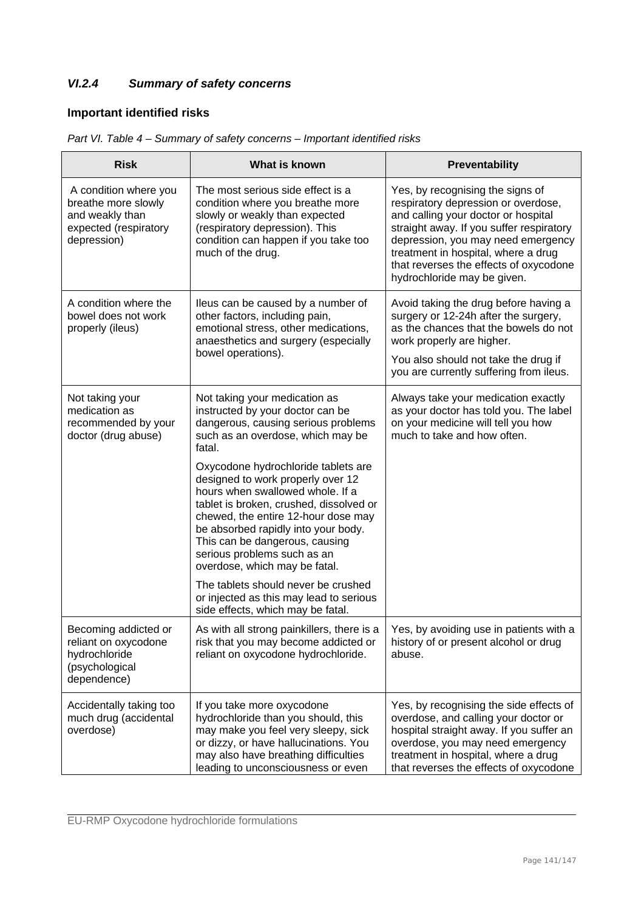### *VI.2.4 Summary of safety concerns*

#### Important identified risks

*Part VI. Table 4 – Summary of safety concerns – Important identified risks*

| Risk | What is known | Preventability |
|---|---|---|
| A condition where you breathe more slowly and weakly than expected (respiratory depression) | The most serious side effect is a condition where you breathe more slowly or weakly than expected (respiratory depression). This condition can happen if you take too much of the drug. | Yes, by recognising the signs of respiratory depression or overdose, and calling your doctor or hospital straight away. If you suffer respiratory depression, you may need emergency treatment in hospital, where a drug that reverses the effects of oxycodone hydrochloride may be given. |
| A condition where the bowel does not work properly (ileus) | Ileus can be caused by a number of other factors, including pain, emotional stress, other medications, anaesthetics and surgery (especially bowel operations). | Avoid taking the drug before having a surgery or 12-24h after the surgery, as the chances that the bowels do not work properly are higher.<br><br>You also should not take the drug if you are currently suffering from ileus. |
| Not taking your medication as recommended by your doctor (drug abuse) | Not taking your medication as instructed by your doctor can be dangerous, causing serious problems such as an overdose, which may be fatal.<br><br>Oxycodone hydrochloride tablets are designed to work properly over 12 hours when swallowed whole. If a tablet is broken, crushed, dissolved or chewed, the entire 12-hour dose may be absorbed rapidly into your body. This can be dangerous, causing serious problems such as an overdose, which may be fatal.<br><br>The tablets should never be crushed or injected as this may lead to serious side effects, which may be fatal. | Always take your medication exactly as your doctor has told you. The label on your medicine will tell you how much to take and how often. |
| Becoming addicted or reliant on oxycodone hydrochloride (psychological dependence) | As with all strong painkillers, there is a risk that you may become addicted or reliant on oxycodone hydrochloride. | Yes, by avoiding use in patients with a history of or present alcohol or drug abuse. |
| Accidentally taking too much drug (accidental overdose) | If you take more oxycodone hydrochloride than you should, this may make you feel very sleepy, sick or dizzy, or have hallucinations. You may also have breathing difficulties leading to unconsciousness or even | Yes, by recognising the side effects of overdose, and calling your doctor or hospital straight away. If you suffer an overdose, you may need emergency treatment in hospital, where a drug that reverses the effects of oxycodone |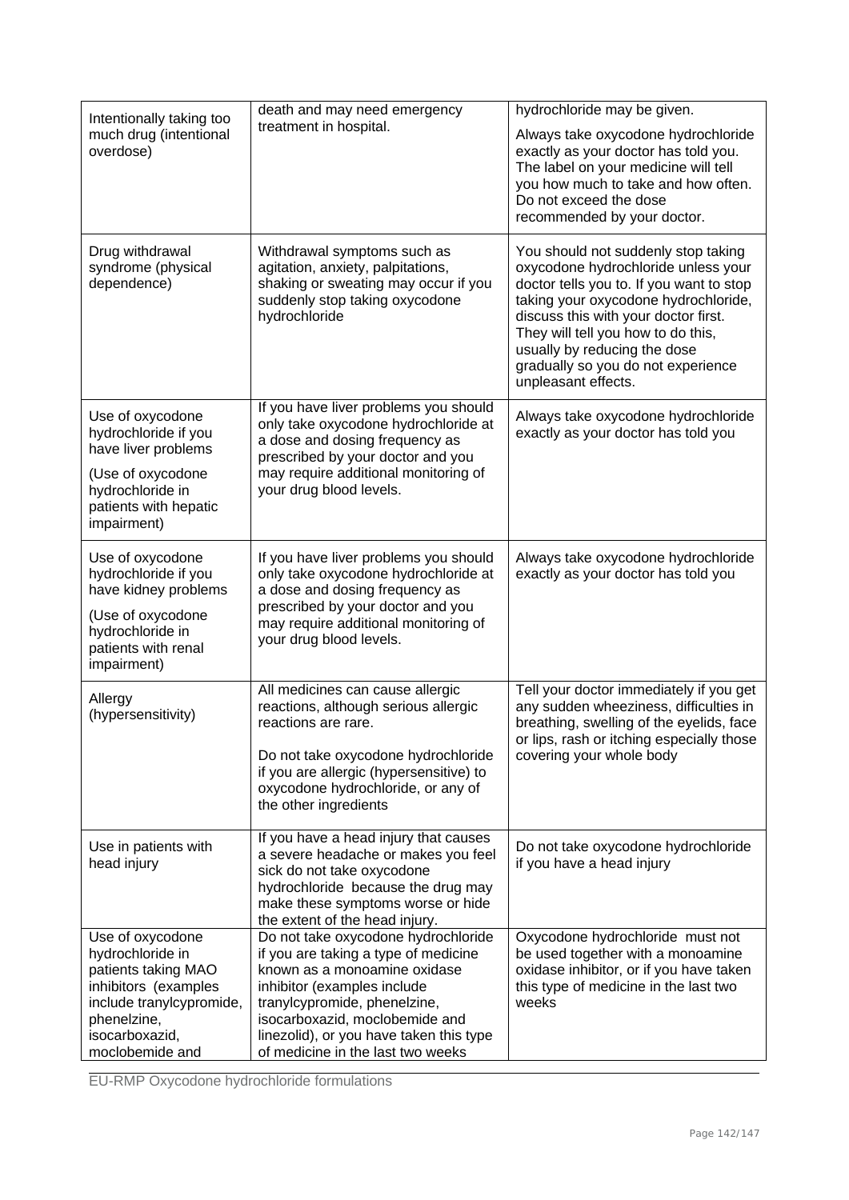| | | |
|---|---|---|
| Intentionally taking too much drug (intentional overdose) | death and may need emergency treatment in hospital. | hydrochloride may be given.<br><br>Always take oxycodone hydrochloride exactly as your doctor has told you. The label on your medicine will tell you how much to take and how often. Do not exceed the dose recommended by your doctor. |
| Drug withdrawal syndrome (physical dependence) | Withdrawal symptoms such as agitation, anxiety, palpitations, shaking or sweating may occur if you suddenly stop taking oxycodone hydrochloride | You should not suddenly stop taking oxycodone hydrochloride unless your doctor tells you to. If you want to stop taking your oxycodone hydrochloride, discuss this with your doctor first. They will tell you how to do this, usually by reducing the dose gradually so you do not experience unpleasant effects. |
| Use of oxycodone hydrochloride if you have liver problems<br><br>(Use of oxycodone hydrochloride in patients with hepatic impairment) | If you have liver problems you should only take oxycodone hydrochloride at a dose and dosing frequency as prescribed by your doctor and you may require additional monitoring of your drug blood levels. | Always take oxycodone hydrochloride exactly as your doctor has told you |
| Use of oxycodone hydrochloride if you have kidney problems<br><br>(Use of oxycodone hydrochloride in patients with renal impairment) | If you have liver problems you should only take oxycodone hydrochloride at a dose and dosing frequency as prescribed by your doctor and you may require additional monitoring of your drug blood levels. | Always take oxycodone hydrochloride exactly as your doctor has told you |
| Allergy (hypersensitivity) | All medicines can cause allergic reactions, although serious allergic reactions are rare.<br><br>Do not take oxycodone hydrochloride if you are allergic (hypersensitive) to oxycodone hydrochloride, or any of the other ingredients | Tell your doctor immediately if you get any sudden wheeziness, difficulties in breathing, swelling of the eyelids, face or lips, rash or itching especially those covering your whole body |
| Use in patients with head injury | If you have a head injury that causes a severe headache or makes you feel sick do not take oxycodone hydrochloride because the drug may make these symptoms worse or hide the extent of the head injury. | Do not take oxycodone hydrochloride if you have a head injury |
| Use of oxycodone hydrochloride in patients taking MAO inhibitors (examples include tranylcypromide, phenelzine, isocarboxazid, moclobemide and | Do not take oxycodone hydrochloride if you are taking a type of medicine known as a monoamine oxidase inhibitor (examples include tranylcypromide, phenelzine, isocarboxazid, moclobemide and linezolid), or you have taken this type of medicine in the last two weeks | Oxycodone hydrochloride must not be used together with a monoamine oxidase inhibitor, or if you have taken this type of medicine in the last two weeks |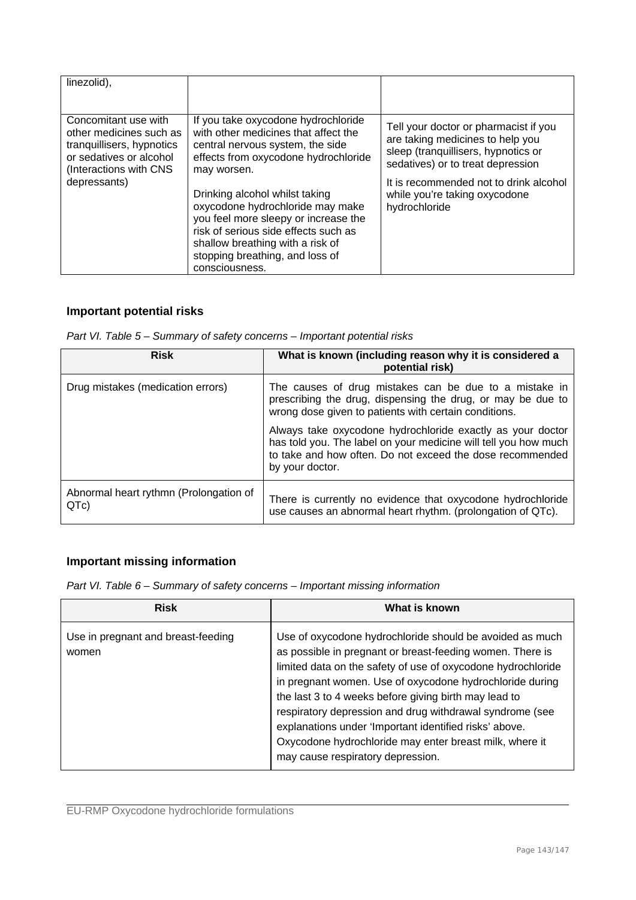| | | |
|---|---|---|
| linezolid), | | |
| Concomitant use with other medicines such as tranquillisers, hypnotics or sedatives or alcohol (Interactions with CNS depressants) | If you take oxycodone hydrochloride with other medicines that affect the central nervous system, the side effects from oxycodone hydrochloride may worsen.<br><br>Drinking alcohol whilst taking oxycodone hydrochloride may make you feel more sleepy or increase the risk of serious side effects such as shallow breathing with a risk of stopping breathing, and loss of consciousness. | Tell your doctor or pharmacist if you are taking medicines to help you sleep (tranquillisers, hypnotics or sedatives) or to treat depression<br><br>It is recommended not to drink alcohol while you're taking oxycodone hydrochloride |

### Important potential risks

*Part VI. Table 5 – Summary of safety concerns – Important potential risks*

| Risk | What is known (including reason why it is considered a potential risk) |
|---|---|
| Drug mistakes (medication errors) | The causes of drug mistakes can be due to a mistake in prescribing the drug, dispensing the drug, or may be due to wrong dose given to patients with certain conditions.<br><br>Always take oxycodone hydrochloride exactly as your doctor has told you. The label on your medicine will tell you how much to take and how often. Do not exceed the dose recommended by your doctor. |
| Abnormal heart rythmn (Prolongation of QTc) | There is currently no evidence that oxycodone hydrochloride use causes an abnormal heart rhythm. (prolongation of QTc). |

### Important missing information

*Part VI. Table 6 – Summary of safety concerns – Important missing information*

| Risk | What is known |
|---|---|
| Use in pregnant and breast-feeding women | Use of oxycodone hydrochloride should be avoided as much as possible in pregnant or breast-feeding women. There is limited data on the safety of use of oxycodone hydrochloride in pregnant women. Use of oxycodone hydrochloride during the last 3 to 4 weeks before giving birth may lead to respiratory depression and drug withdrawal syndrome (see explanations under 'Important identified risks' above. Oxycodone hydrochloride may enter breast milk, where it may cause respiratory depression. |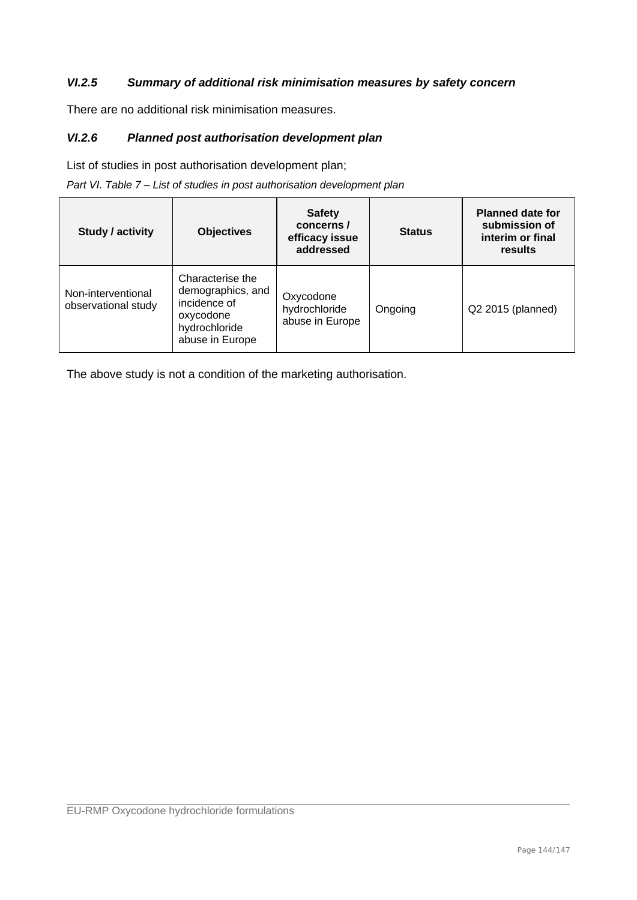### *VI.2.5 Summary of additional risk minimisation measures by safety concern*

There are no additional risk minimisation measures.

### *VI.2.6 Planned post authorisation development plan*

List of studies in post authorisation development plan;

*Part VI. Table 7 – List of studies in post authorisation development plan*

| Study / activity | Objectives | Safety concerns / efficacy issue addressed | Status | Planned date for submission of interim or final results |
|---|---|---|---|---|
| Non-interventional observational study | Characterise the demographics, and incidence of oxycodone hydrochloride abuse in Europe | Oxycodone hydrochloride abuse in Europe | Ongoing | Q2 2015 (planned) |

The above study is not a condition of the marketing authorisation.